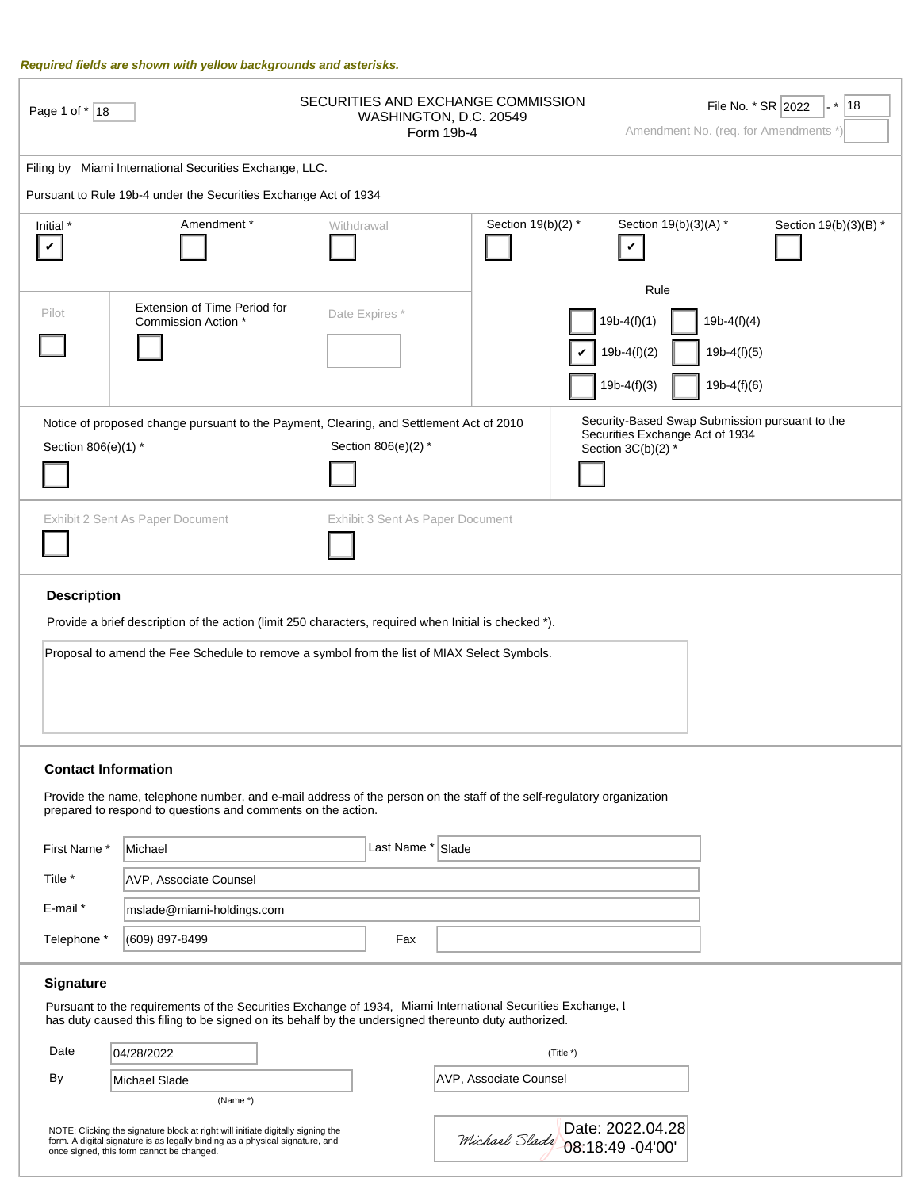*Required fields are shown with yellow backgrounds and asterisks.*

Page 1 of * 18

SECURITIES AND EXCHANGE COMMISSION
WASHINGTON, D.C. 20549
Form 19b-4

File No. * SR 2022 - * 18
Amendment No. (req. for Amendments *)

Filing by Miami International Securities Exchange, LLC.

Pursuant to Rule 19b-4 under the Securities Exchange Act of 1934

| Initial * | Amendment * | Withdrawal | Section 19(b)(2) * | Section 19(b)(3)(A) * | Section 19(b)(3)(B) * |
|---|---|---|---|---|---|
| ✔ | ☐ | ☐ | ☐ | ✔ | ☐ |

| Pilot | Extension of Time Period for Commission Action * | Date Expires * |
|---|---|---|
| ☐ | ☐ | |

Rule

| | |
|---|---|
| ☐ 19b-4(f)(1) | ☐ 19b-4(f)(4) |
| ✔ 19b-4(f)(2) | ☐ 19b-4(f)(5) |
| ☐ 19b-4(f)(3) | ☐ 19b-4(f)(6) |

Notice of proposed change pursuant to the Payment, Clearing, and Settlement Act of 2010

Section 806(e)(1) * ☐ Section 806(e)(2) * ☐

Security-Based Swap Submission pursuant to the Securities Exchange Act of 1934
Section 3C(b)(2) * ☐

Exhibit 2 Sent As Paper Document ☐ Exhibit 3 Sent As Paper Document ☐

### Description

Provide a brief description of the action (limit 250 characters, required when Initial is checked *).

Proposal to amend the Fee Schedule to remove a symbol from the list of MIAX Select Symbols.

### Contact Information

Provide the name, telephone number, and e-mail address of the person on the staff of the self-regulatory organization prepared to respond to questions and comments on the action.

| | | | |
|---|---|---|---|
| First Name * | Michael | Last Name * | Slade |
| Title * | AVP, Associate Counsel | | |
| E-mail * | mslade@miami-holdings.com | | |
| Telephone * | (609) 897-8499 | Fax | |

### Signature

Pursuant to the requirements of the Securities Exchange of 1934, Miami International Securities Exchange, L has duty caused this filing to be signed on its behalf by the undersigned thereunto duty authorized.

| | | |
|---|---|---|
| Date | 04/28/2022 | (Title *) |
| By | Michael Slade | AVP, Associate Counsel |
| | (Name *) | |

NOTE: Clicking the signature block at right will initiate digitally signing the form. A digital signature is as legally binding as a physical signature, and once signed, this form cannot be changed.

Michael Slade Date: 2022.04.28 08:18:49 -04'00'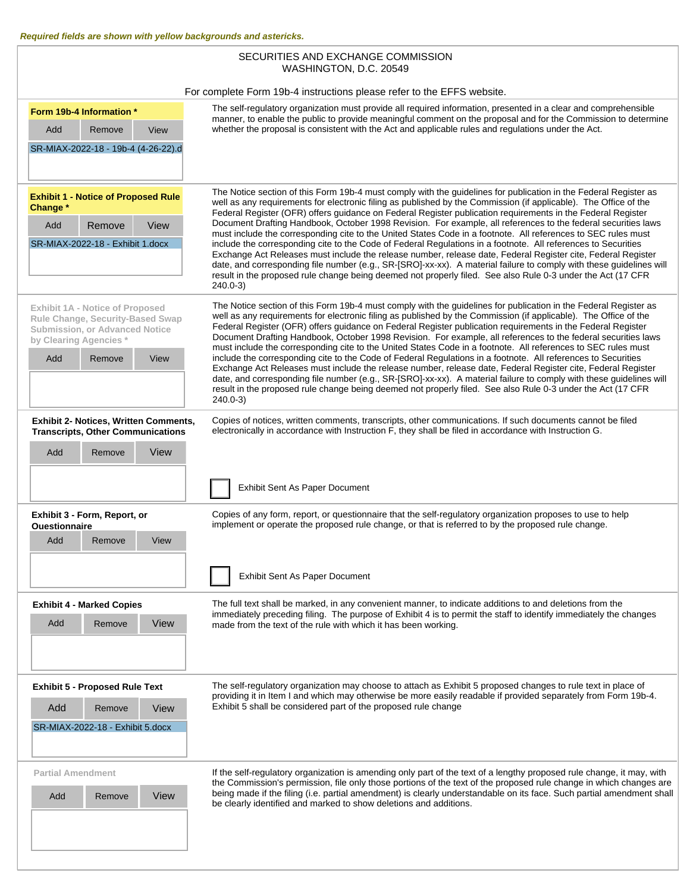*Required fields are shown with yellow backgrounds and astericks.*

SECURITIES AND EXCHANGE COMMISSION
WASHINGTON, D.C. 20549

For complete Form 19b-4 instructions please refer to the EFFS website.

| | |
|---|---|
| **Form 19b-4 Information *** <br> Add / Remove / View <br> SR-MIAX-2022-18 - 19b-4 (4-26-22).d | The self-regulatory organization must provide all required information, presented in a clear and comprehensible manner, to enable the public to provide meaningful comment on the proposal and for the Commission to determine whether the proposal is consistent with the Act and applicable rules and regulations under the Act. |
| **Exhibit 1 - Notice of Proposed Rule Change *** <br> Add / Remove / View <br> SR-MIAX-2022-18 - Exhibit 1.docx | The Notice section of this Form 19b-4 must comply with the guidelines for publication in the Federal Register as well as any requirements for electronic filing as published by the Commission (if applicable). The Office of the Federal Register (OFR) offers guidance on Federal Register publication requirements in the Federal Register Document Drafting Handbook, October 1998 Revision. For example, all references to the federal securities laws must include the corresponding cite to the United States Code in a footnote. All references to SEC rules must include the corresponding cite to the Code of Federal Regulations in a footnote. All references to Securities Exchange Act Releases must include the release number, release date, Federal Register cite, Federal Register date, and corresponding file number (e.g., SR-[SRO]-xx-xx). A material failure to comply with these guidelines will result in the proposed rule change being deemed not properly filed. See also Rule 0-3 under the Act (17 CFR 240.0-3) |
| **Exhibit 1A - Notice of Proposed Rule Change, Security-Based Swap Submission, or Advanced Notice by Clearing Agencies *** <br> Add / Remove / View | The Notice section of this Form 19b-4 must comply with the guidelines for publication in the Federal Register as well as any requirements for electronic filing as published by the Commission (if applicable). The Office of the Federal Register (OFR) offers guidance on Federal Register publication requirements in the Federal Register Document Drafting Handbook, October 1998 Revision. For example, all references to the federal securities laws must include the corresponding cite to the United States Code in a footnote. All references to SEC rules must include the corresponding cite to the Code of Federal Regulations in a footnote. All references to Securities Exchange Act Releases must include the release number, release date, Federal Register cite, Federal Register date, and corresponding file number (e.g., SR-[SRO]-xx-xx). A material failure to comply with these guidelines will result in the proposed rule change being deemed not properly filed. See also Rule 0-3 under the Act (17 CFR 240.0-3) |
| **Exhibit 2- Notices, Written Comments, Transcripts, Other Communications** <br> Add / Remove / View | Copies of notices, written comments, transcripts, other communications. If such documents cannot be filed electronically in accordance with Instruction F, they shall be filed in accordance with Instruction G. <br> ☐ Exhibit Sent As Paper Document |
| **Exhibit 3 - Form, Report, or Questionnaire** <br> Add / Remove / View | Copies of any form, report, or questionnaire that the self-regulatory organization proposes to use to help implement or operate the proposed rule change, or that is referred to by the proposed rule change. <br> ☐ Exhibit Sent As Paper Document |
| **Exhibit 4 - Marked Copies** <br> Add / Remove / View | The full text shall be marked, in any convenient manner, to indicate additions to and deletions from the immediately preceding filing. The purpose of Exhibit 4 is to permit the staff to identify immediately the changes made from the text of the rule with which it has been working. |
| **Exhibit 5 - Proposed Rule Text** <br> Add / Remove / View <br> SR-MIAX-2022-18 - Exhibit 5.docx | The self-regulatory organization may choose to attach as Exhibit 5 proposed changes to rule text in place of providing it in Item I and which may otherwise be more easily readable if provided separately from Form 19b-4. Exhibit 5 shall be considered part of the proposed rule change |
| **Partial Amendment** <br> Add / Remove / View | If the self-regulatory organization is amending only part of the text of a lengthy proposed rule change, it may, with the Commission's permission, file only those portions of the text of the proposed rule change in which changes are being made if the filing (i.e. partial amendment) is clearly understandable on its face. Such partial amendment shall be clearly identified and marked to show deletions and additions. |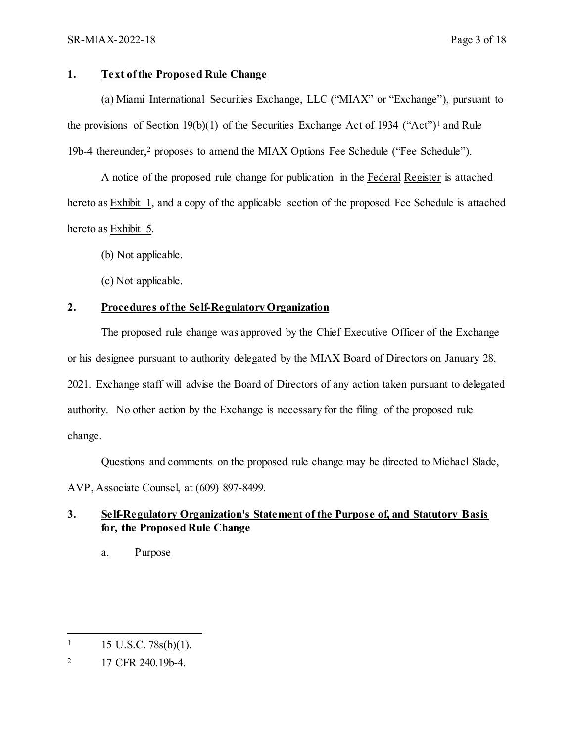## 1. Text of the Proposed Rule Change

(a) Miami International Securities Exchange, LLC ("MIAX" or "Exchange"), pursuant to the provisions of Section 19(b)(1) of the Securities Exchange Act of 1934 ("Act")[1] and Rule 19b-4 thereunder,[2] proposes to amend the MIAX Options Fee Schedule ("Fee Schedule").

A notice of the proposed rule change for publication in the Federal Register is attached hereto as Exhibit 1, and a copy of the applicable section of the proposed Fee Schedule is attached hereto as Exhibit 5.

(b) Not applicable.

(c) Not applicable.

## 2. Procedures of the Self-Regulatory Organization

The proposed rule change was approved by the Chief Executive Officer of the Exchange or his designee pursuant to authority delegated by the MIAX Board of Directors on January 28, 2021. Exchange staff will advise the Board of Directors of any action taken pursuant to delegated authority. No other action by the Exchange is necessary for the filing of the proposed rule change.

Questions and comments on the proposed rule change may be directed to Michael Slade, AVP, Associate Counsel, at (609) 897-8499.

## 3. Self-Regulatory Organization's Statement of the Purpose of, and Statutory Basis for, the Proposed Rule Change

a. Purpose

---

[1] 15 U.S.C. 78s(b)(1).

[2] 17 CFR 240.19b-4.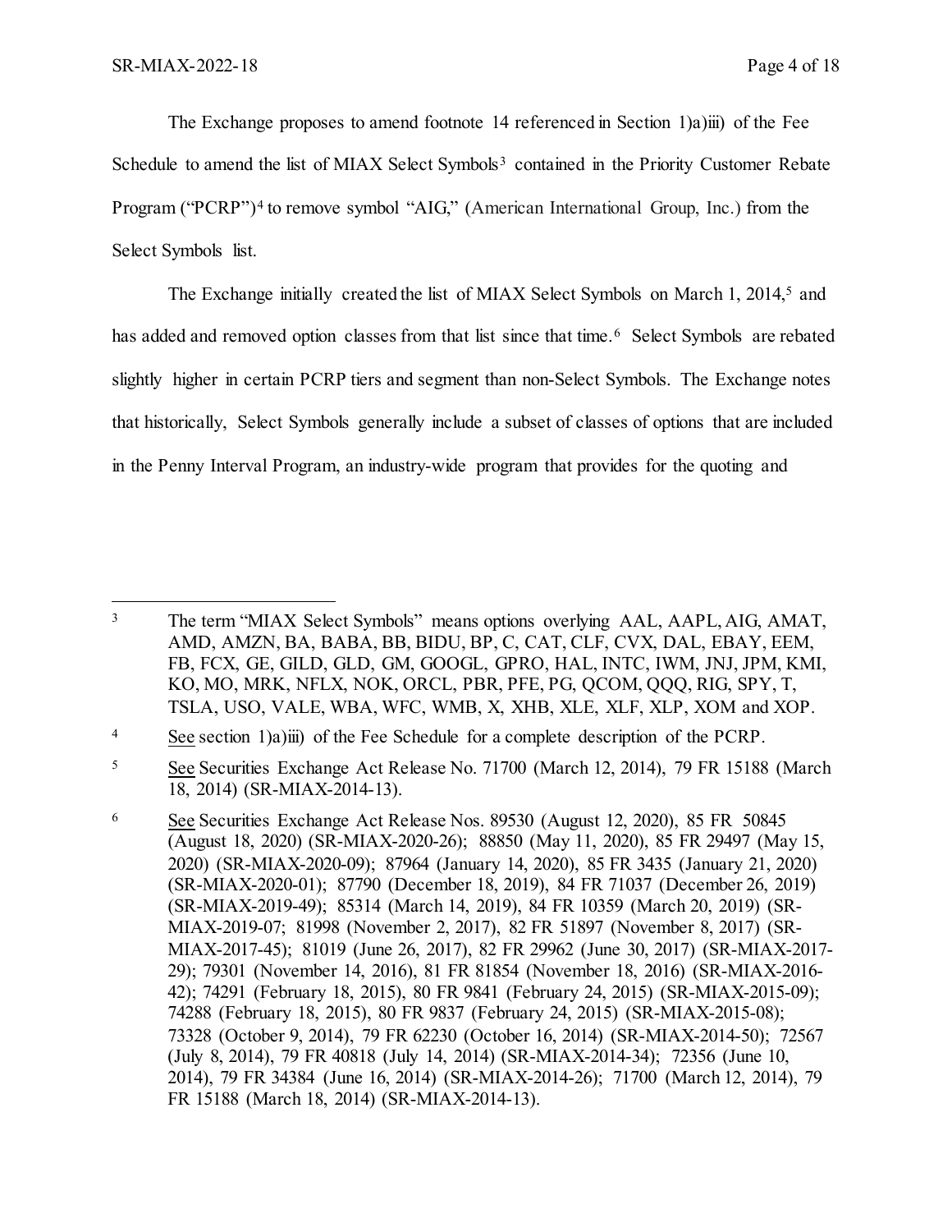The Exchange proposes to amend footnote 14 referenced in Section 1)a)iii) of the Fee Schedule to amend the list of MIAX Select Symbols[3] contained in the Priority Customer Rebate Program ("PCRP")[4] to remove symbol "AIG," (American International Group, Inc.) from the Select Symbols list.

The Exchange initially created the list of MIAX Select Symbols on March 1, 2014,[5] and has added and removed option classes from that list since that time.[6] Select Symbols are rebated slightly higher in certain PCRP tiers and segment than non-Select Symbols. The Exchange notes that historically, Select Symbols generally include a subset of classes of options that are included in the Penny Interval Program, an industry-wide program that provides for the quoting and

---

[3] The term "MIAX Select Symbols" means options overlying AAL, AAPL, AIG, AMAT, AMD, AMZN, BA, BABA, BB, BIDU, BP, C, CAT, CLF, CVX, DAL, EBAY, EEM, FB, FCX, GE, GILD, GLD, GM, GOOGL, GPRO, HAL, INTC, IWM, JNJ, JPM, KMI, KO, MO, MRK, NFLX, NOK, ORCL, PBR, PFE, PG, QCOM, QQQ, RIG, SPY, T, TSLA, USO, VALE, WBA, WFC, WMB, X, XHB, XLE, XLF, XLP, XOM and XOP.

[4] See section 1)a)iii) of the Fee Schedule for a complete description of the PCRP.

[5] See Securities Exchange Act Release No. 71700 (March 12, 2014), 79 FR 15188 (March 18, 2014) (SR-MIAX-2014-13).

[6] See Securities Exchange Act Release Nos. 89530 (August 12, 2020), 85 FR 50845 (August 18, 2020) (SR-MIAX-2020-26); 88850 (May 11, 2020), 85 FR 29497 (May 15, 2020) (SR-MIAX-2020-09); 87964 (January 14, 2020), 85 FR 3435 (January 21, 2020) (SR-MIAX-2020-01); 87790 (December 18, 2019), 84 FR 71037 (December 26, 2019) (SR-MIAX-2019-49); 85314 (March 14, 2019), 84 FR 10359 (March 20, 2019) (SR-MIAX-2019-07; 81998 (November 2, 2017), 82 FR 51897 (November 8, 2017) (SR-MIAX-2017-45); 81019 (June 26, 2017), 82 FR 29962 (June 30, 2017) (SR-MIAX-2017-29); 79301 (November 14, 2016), 81 FR 81854 (November 18, 2016) (SR-MIAX-2016-42); 74291 (February 18, 2015), 80 FR 9841 (February 24, 2015) (SR-MIAX-2015-09); 74288 (February 18, 2015), 80 FR 9837 (February 24, 2015) (SR-MIAX-2015-08); 73328 (October 9, 2014), 79 FR 62230 (October 16, 2014) (SR-MIAX-2014-50); 72567 (July 8, 2014), 79 FR 40818 (July 14, 2014) (SR-MIAX-2014-34); 72356 (June 10, 2014), 79 FR 34384 (June 16, 2014) (SR-MIAX-2014-26); 71700 (March 12, 2014), 79 FR 15188 (March 18, 2014) (SR-MIAX-2014-13).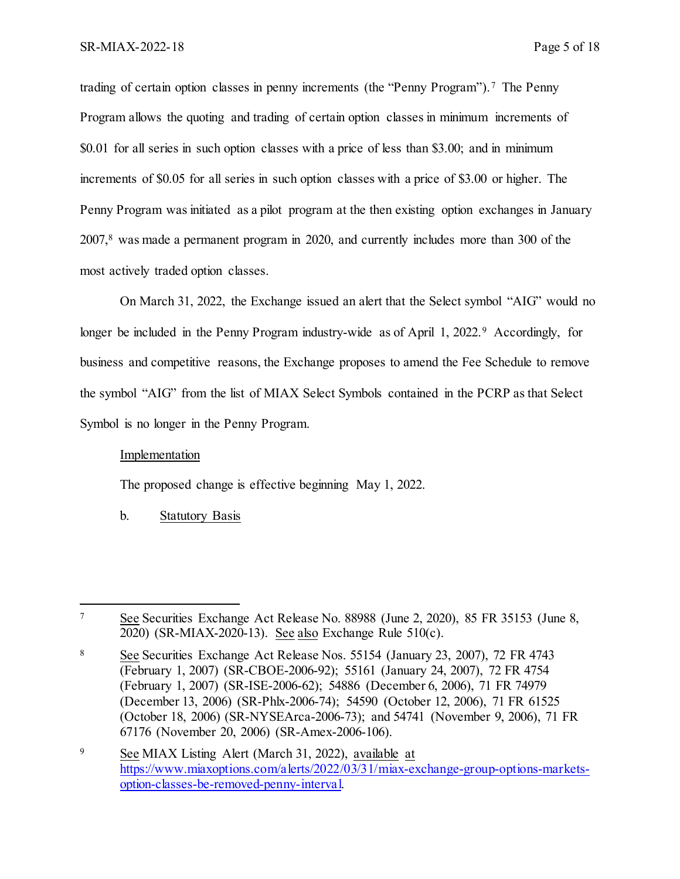trading of certain option classes in penny increments (the "Penny Program").[7] The Penny Program allows the quoting and trading of certain option classes in minimum increments of $0.01 for all series in such option classes with a price of less than $3.00; and in minimum increments of $0.05 for all series in such option classes with a price of $3.00 or higher. The Penny Program was initiated as a pilot program at the then existing option exchanges in January 2007,[8] was made a permanent program in 2020, and currently includes more than 300 of the most actively traded option classes.

On March 31, 2022, the Exchange issued an alert that the Select symbol "AIG" would no longer be included in the Penny Program industry-wide as of April 1, 2022.[9] Accordingly, for business and competitive reasons, the Exchange proposes to amend the Fee Schedule to remove the symbol "AIG" from the list of MIAX Select Symbols contained in the PCRP as that Select Symbol is no longer in the Penny Program.

Implementation

The proposed change is effective beginning May 1, 2022.

b. Statutory Basis

---

[7] See Securities Exchange Act Release No. 88988 (June 2, 2020), 85 FR 35153 (June 8, 2020) (SR-MIAX-2020-13). See also Exchange Rule 510(c).

[8] See Securities Exchange Act Release Nos. 55154 (January 23, 2007), 72 FR 4743 (February 1, 2007) (SR-CBOE-2006-92); 55161 (January 24, 2007), 72 FR 4754 (February 1, 2007) (SR-ISE-2006-62); 54886 (December 6, 2006), 71 FR 74979 (December 13, 2006) (SR-Phlx-2006-74); 54590 (October 12, 2006), 71 FR 61525 (October 18, 2006) (SR-NYSEArca-2006-73); and 54741 (November 9, 2006), 71 FR 67176 (November 20, 2006) (SR-Amex-2006-106).

[9] See MIAX Listing Alert (March 31, 2022), available at https://www.miaxoptions.com/alerts/2022/03/31/miax-exchange-group-options-markets-option-classes-be-removed-penny-interval.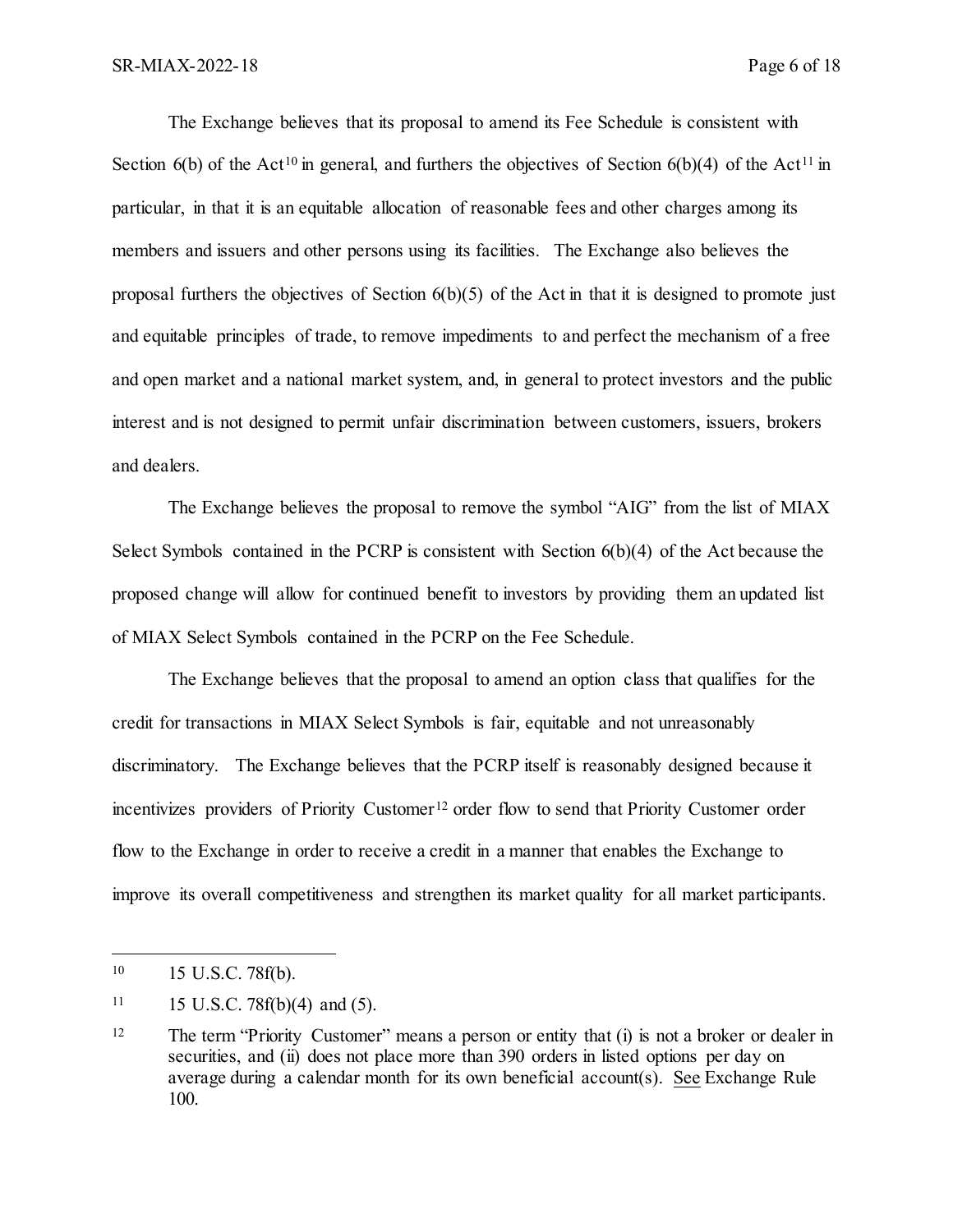The Exchange believes that its proposal to amend its Fee Schedule is consistent with Section 6(b) of the Act[10] in general, and furthers the objectives of Section 6(b)(4) of the Act[11] in particular, in that it is an equitable allocation of reasonable fees and other charges among its members and issuers and other persons using its facilities. The Exchange also believes the proposal furthers the objectives of Section 6(b)(5) of the Act in that it is designed to promote just and equitable principles of trade, to remove impediments to and perfect the mechanism of a free and open market and a national market system, and, in general to protect investors and the public interest and is not designed to permit unfair discrimination between customers, issuers, brokers and dealers.

The Exchange believes the proposal to remove the symbol "AIG" from the list of MIAX Select Symbols contained in the PCRP is consistent with Section 6(b)(4) of the Act because the proposed change will allow for continued benefit to investors by providing them an updated list of MIAX Select Symbols contained in the PCRP on the Fee Schedule.

The Exchange believes that the proposal to amend an option class that qualifies for the credit for transactions in MIAX Select Symbols is fair, equitable and not unreasonably discriminatory. The Exchange believes that the PCRP itself is reasonably designed because it incentivizes providers of Priority Customer[12] order flow to send that Priority Customer order flow to the Exchange in order to receive a credit in a manner that enables the Exchange to improve its overall competitiveness and strengthen its market quality for all market participants.

---

[10] 15 U.S.C. 78f(b).

[11] 15 U.S.C. 78f(b)(4) and (5).

[12] The term "Priority Customer" means a person or entity that (i) is not a broker or dealer in securities, and (ii) does not place more than 390 orders in listed options per day on average during a calendar month for its own beneficial account(s). See Exchange Rule 100.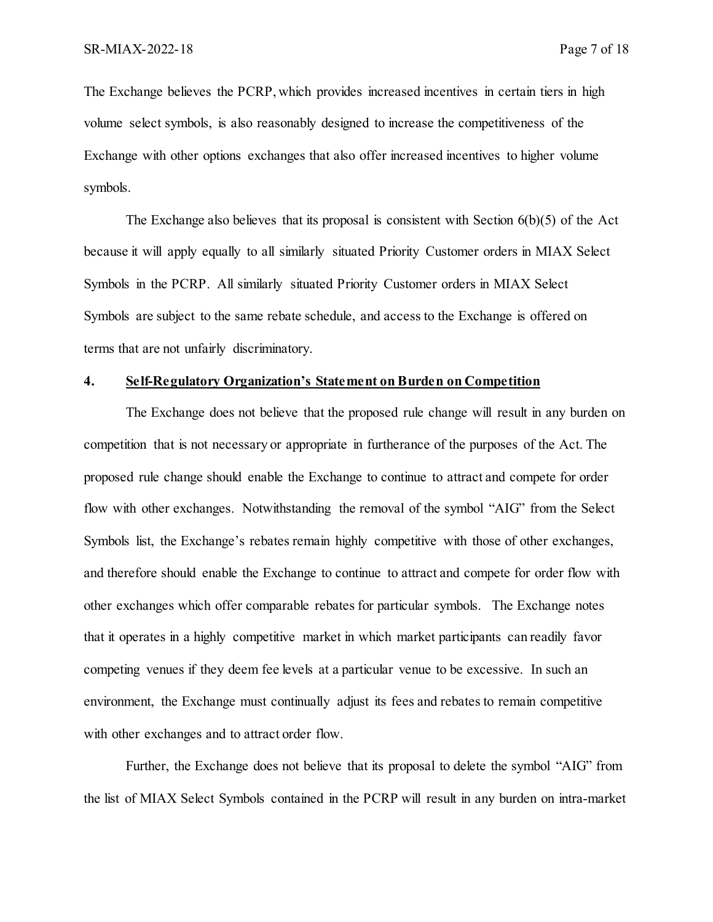The Exchange believes the PCRP, which provides increased incentives in certain tiers in high volume select symbols, is also reasonably designed to increase the competitiveness of the Exchange with other options exchanges that also offer increased incentives to higher volume symbols.

The Exchange also believes that its proposal is consistent with Section 6(b)(5) of the Act because it will apply equally to all similarly situated Priority Customer orders in MIAX Select Symbols in the PCRP. All similarly situated Priority Customer orders in MIAX Select Symbols are subject to the same rebate schedule, and access to the Exchange is offered on terms that are not unfairly discriminatory.

**4. Self-Regulatory Organization's Statement on Burden on Competition**

The Exchange does not believe that the proposed rule change will result in any burden on competition that is not necessary or appropriate in furtherance of the purposes of the Act. The proposed rule change should enable the Exchange to continue to attract and compete for order flow with other exchanges. Notwithstanding the removal of the symbol "AIG" from the Select Symbols list, the Exchange's rebates remain highly competitive with those of other exchanges, and therefore should enable the Exchange to continue to attract and compete for order flow with other exchanges which offer comparable rebates for particular symbols. The Exchange notes that it operates in a highly competitive market in which market participants can readily favor competing venues if they deem fee levels at a particular venue to be excessive. In such an environment, the Exchange must continually adjust its fees and rebates to remain competitive with other exchanges and to attract order flow.

Further, the Exchange does not believe that its proposal to delete the symbol "AIG" from the list of MIAX Select Symbols contained in the PCRP will result in any burden on intra-market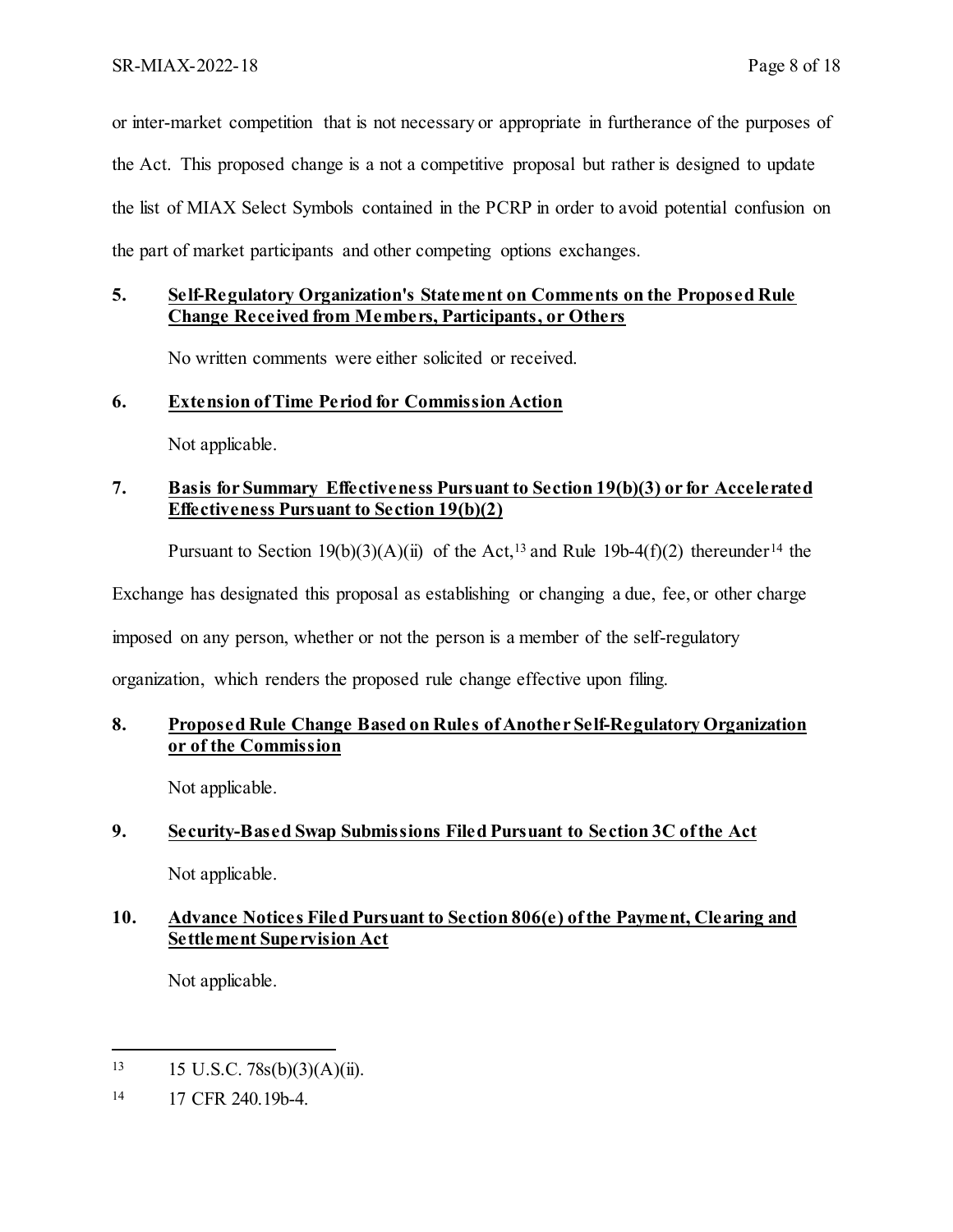or inter-market competition that is not necessary or appropriate in furtherance of the purposes of the Act. This proposed change is a not a competitive proposal but rather is designed to update the list of MIAX Select Symbols contained in the PCRP in order to avoid potential confusion on the part of market participants and other competing options exchanges.

**5. Self-Regulatory Organization's Statement on Comments on the Proposed Rule Change Received from Members, Participants, or Others**

No written comments were either solicited or received.

**6. Extension of Time Period for Commission Action**

Not applicable.

**7. Basis for Summary Effectiveness Pursuant to Section 19(b)(3) or for Accelerated Effectiveness Pursuant to Section 19(b)(2)**

Pursuant to Section 19(b)(3)(A)(ii) of the Act,[13] and Rule 19b-4(f)(2) thereunder[14] the Exchange has designated this proposal as establishing or changing a due, fee, or other charge imposed on any person, whether or not the person is a member of the self-regulatory organization, which renders the proposed rule change effective upon filing.

**8. Proposed Rule Change Based on Rules of Another Self-Regulatory Organization or of the Commission**

Not applicable.

**9. Security-Based Swap Submissions Filed Pursuant to Section 3C of the Act**

Not applicable.

**10. Advance Notices Filed Pursuant to Section 806(e) of the Payment, Clearing and Settlement Supervision Act**

Not applicable.

---

[13] 15 U.S.C. 78s(b)(3)(A)(ii).

[14] 17 CFR 240.19b-4.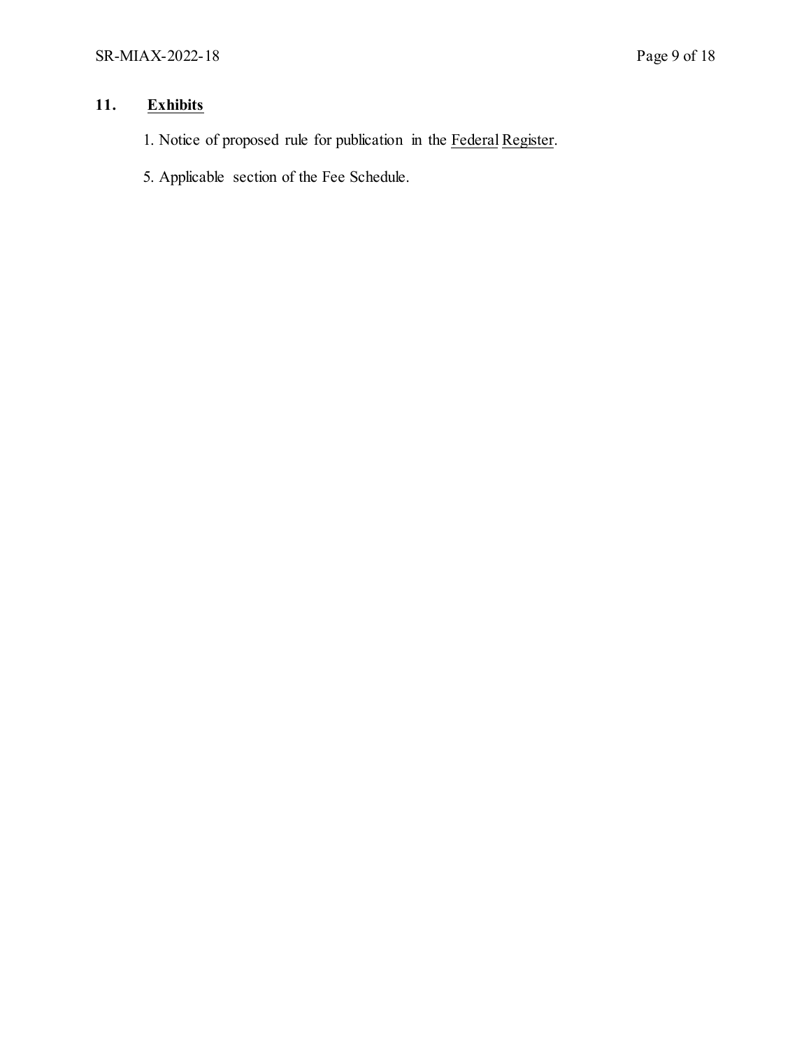## 11. Exhibits

1. Notice of proposed rule for publication in the Federal Register.

5. Applicable section of the Fee Schedule.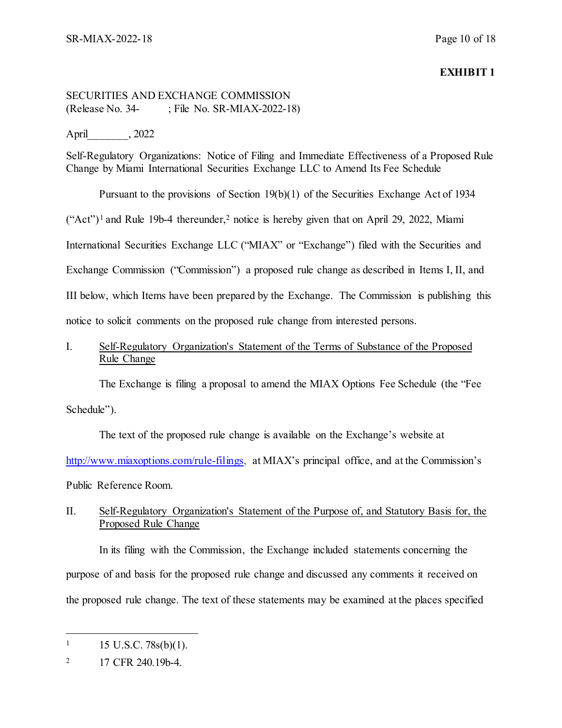**EXHIBIT 1**

SECURITIES AND EXCHANGE COMMISSION
(Release No. 34- ; File No. SR-MIAX-2022-18)

April_______, 2022

Self-Regulatory Organizations: Notice of Filing and Immediate Effectiveness of a Proposed Rule Change by Miami International Securities Exchange LLC to Amend Its Fee Schedule

Pursuant to the provisions of Section 19(b)(1) of the Securities Exchange Act of 1934 ("Act")[1] and Rule 19b-4 thereunder,[2] notice is hereby given that on April 29, 2022, Miami International Securities Exchange LLC ("MIAX" or "Exchange") filed with the Securities and Exchange Commission ("Commission") a proposed rule change as described in Items I, II, and III below, which Items have been prepared by the Exchange. The Commission is publishing this notice to solicit comments on the proposed rule change from interested persons.

I. Self-Regulatory Organization's Statement of the Terms of Substance of the Proposed Rule Change

The Exchange is filing a proposal to amend the MIAX Options Fee Schedule (the "Fee Schedule").

The text of the proposed rule change is available on the Exchange's website at http://www.miaxoptions.com/rule-filings, at MIAX's principal office, and at the Commission's Public Reference Room.

II. Self-Regulatory Organization's Statement of the Purpose of, and Statutory Basis for, the Proposed Rule Change

In its filing with the Commission, the Exchange included statements concerning the purpose of and basis for the proposed rule change and discussed any comments it received on the proposed rule change. The text of these statements may be examined at the places specified

---

[1] 15 U.S.C. 78s(b)(1).

[2] 17 CFR 240.19b-4.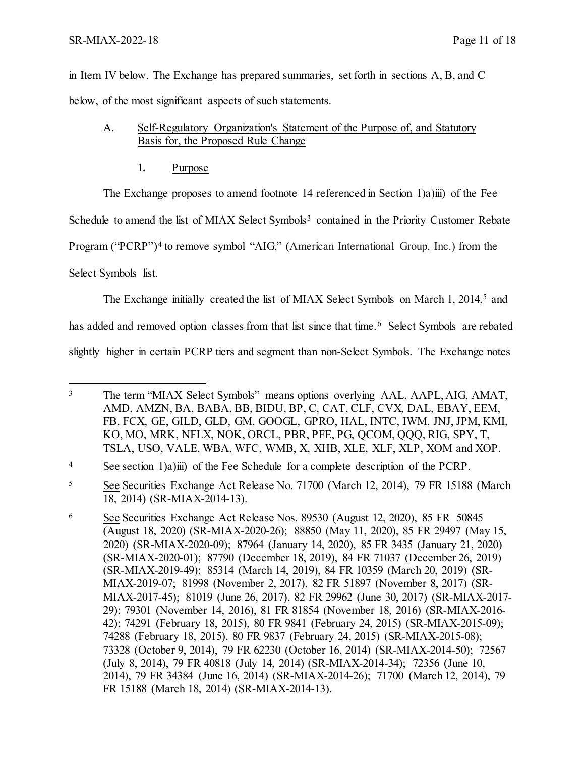in Item IV below. The Exchange has prepared summaries, set forth in sections A, B, and C below, of the most significant aspects of such statements.

A. Self-Regulatory Organization's Statement of the Purpose of, and Statutory Basis for, the Proposed Rule Change

1. Purpose

The Exchange proposes to amend footnote 14 referenced in Section 1)a)iii) of the Fee Schedule to amend the list of MIAX Select Symbols[3] contained in the Priority Customer Rebate Program ("PCRP")[4] to remove symbol "AIG," (American International Group, Inc.) from the Select Symbols list.

The Exchange initially created the list of MIAX Select Symbols on March 1, 2014,[5] and has added and removed option classes from that list since that time.[6] Select Symbols are rebated slightly higher in certain PCRP tiers and segment than non-Select Symbols. The Exchange notes

---

[3] The term "MIAX Select Symbols" means options overlying AAL, AAPL, AIG, AMAT, AMD, AMZN, BA, BABA, BB, BIDU, BP, C, CAT, CLF, CVX, DAL, EBAY, EEM, FB, FCX, GE, GILD, GLD, GM, GOOGL, GPRO, HAL, INTC, IWM, JNJ, JPM, KMI, KO, MO, MRK, NFLX, NOK, ORCL, PBR, PFE, PG, QCOM, QQQ, RIG, SPY, T, TSLA, USO, VALE, WBA, WFC, WMB, X, XHB, XLE, XLF, XLP, XOM and XOP.

[4] See section 1)a)iii) of the Fee Schedule for a complete description of the PCRP.

[5] See Securities Exchange Act Release No. 71700 (March 12, 2014), 79 FR 15188 (March 18, 2014) (SR-MIAX-2014-13).

[6] See Securities Exchange Act Release Nos. 89530 (August 12, 2020), 85 FR 50845 (August 18, 2020) (SR-MIAX-2020-26); 88850 (May 11, 2020), 85 FR 29497 (May 15, 2020) (SR-MIAX-2020-09); 87964 (January 14, 2020), 85 FR 3435 (January 21, 2020) (SR-MIAX-2020-01); 87790 (December 18, 2019), 84 FR 71037 (December 26, 2019) (SR-MIAX-2019-49); 85314 (March 14, 2019), 84 FR 10359 (March 20, 2019) (SR-MIAX-2019-07; 81998 (November 2, 2017), 82 FR 51897 (November 8, 2017) (SR-MIAX-2017-45); 81019 (June 26, 2017), 82 FR 29962 (June 30, 2017) (SR-MIAX-2017-29); 79301 (November 14, 2016), 81 FR 81854 (November 18, 2016) (SR-MIAX-2016-42); 74291 (February 18, 2015), 80 FR 9841 (February 24, 2015) (SR-MIAX-2015-09); 74288 (February 18, 2015), 80 FR 9837 (February 24, 2015) (SR-MIAX-2015-08); 73328 (October 9, 2014), 79 FR 62230 (October 16, 2014) (SR-MIAX-2014-50); 72567 (July 8, 2014), 79 FR 40818 (July 14, 2014) (SR-MIAX-2014-34); 72356 (June 10, 2014), 79 FR 34384 (June 16, 2014) (SR-MIAX-2014-26); 71700 (March 12, 2014), 79 FR 15188 (March 18, 2014) (SR-MIAX-2014-13).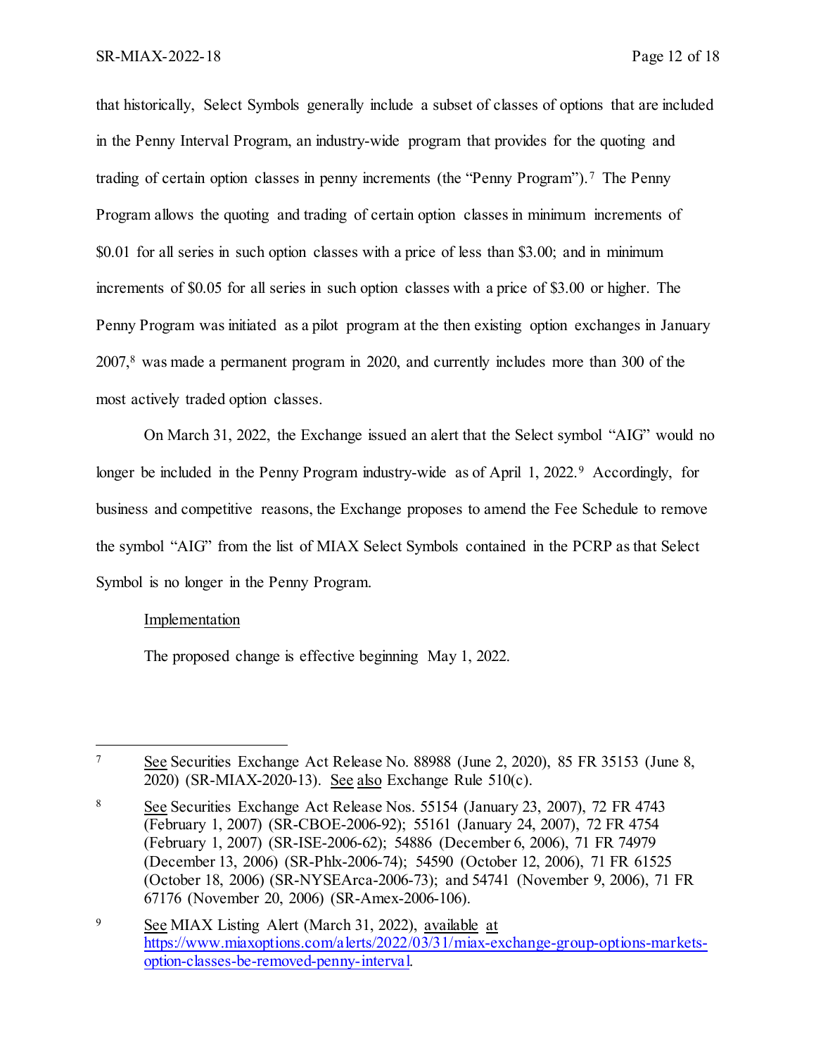that historically, Select Symbols generally include a subset of classes of options that are included in the Penny Interval Program, an industry-wide program that provides for the quoting and trading of certain option classes in penny increments (the "Penny Program").[7] The Penny Program allows the quoting and trading of certain option classes in minimum increments of $0.01 for all series in such option classes with a price of less than $3.00; and in minimum increments of $0.05 for all series in such option classes with a price of $3.00 or higher. The Penny Program was initiated as a pilot program at the then existing option exchanges in January 2007,[8] was made a permanent program in 2020, and currently includes more than 300 of the most actively traded option classes.

On March 31, 2022, the Exchange issued an alert that the Select symbol "AIG" would no longer be included in the Penny Program industry-wide as of April 1, 2022.[9] Accordingly, for business and competitive reasons, the Exchange proposes to amend the Fee Schedule to remove the symbol "AIG" from the list of MIAX Select Symbols contained in the PCRP as that Select Symbol is no longer in the Penny Program.

Implementation

The proposed change is effective beginning May 1, 2022.

---

[7] See Securities Exchange Act Release No. 88988 (June 2, 2020), 85 FR 35153 (June 8, 2020) (SR-MIAX-2020-13). See also Exchange Rule 510(c).

[8] See Securities Exchange Act Release Nos. 55154 (January 23, 2007), 72 FR 4743 (February 1, 2007) (SR-CBOE-2006-92); 55161 (January 24, 2007), 72 FR 4754 (February 1, 2007) (SR-ISE-2006-62); 54886 (December 6, 2006), 71 FR 74979 (December 13, 2006) (SR-Phlx-2006-74); 54590 (October 12, 2006), 71 FR 61525 (October 18, 2006) (SR-NYSEArca-2006-73); and 54741 (November 9, 2006), 71 FR 67176 (November 20, 2006) (SR-Amex-2006-106).

[9] See MIAX Listing Alert (March 31, 2022), available at https://www.miaxoptions.com/alerts/2022/03/31/miax-exchange-group-options-markets-option-classes-be-removed-penny-interval.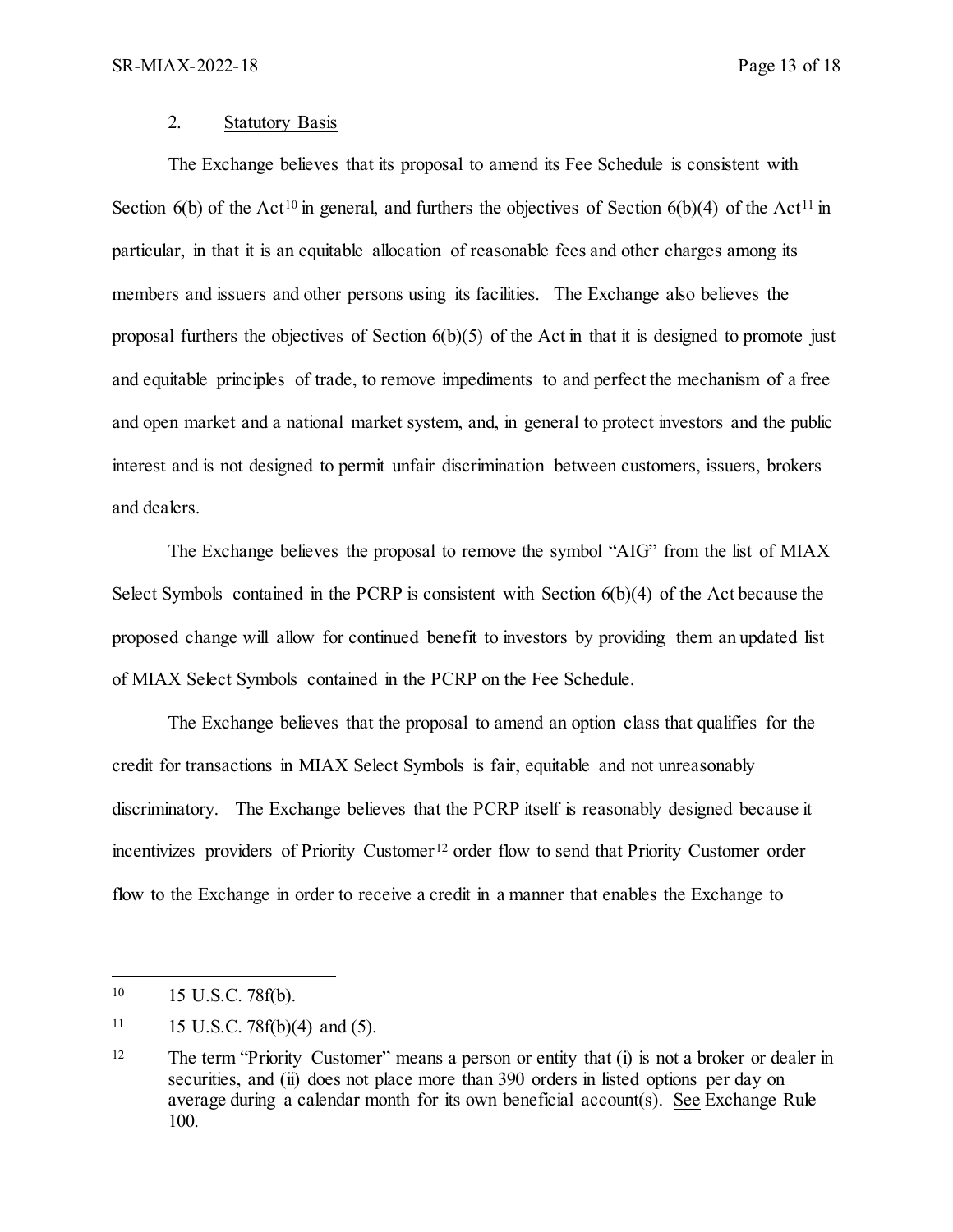2. Statutory Basis

The Exchange believes that its proposal to amend its Fee Schedule is consistent with Section 6(b) of the Act[10] in general, and furthers the objectives of Section 6(b)(4) of the Act[11] in particular, in that it is an equitable allocation of reasonable fees and other charges among its members and issuers and other persons using its facilities. The Exchange also believes the proposal furthers the objectives of Section 6(b)(5) of the Act in that it is designed to promote just and equitable principles of trade, to remove impediments to and perfect the mechanism of a free and open market and a national market system, and, in general to protect investors and the public interest and is not designed to permit unfair discrimination between customers, issuers, brokers and dealers.

The Exchange believes the proposal to remove the symbol "AIG" from the list of MIAX Select Symbols contained in the PCRP is consistent with Section 6(b)(4) of the Act because the proposed change will allow for continued benefit to investors by providing them an updated list of MIAX Select Symbols contained in the PCRP on the Fee Schedule.

The Exchange believes that the proposal to amend an option class that qualifies for the credit for transactions in MIAX Select Symbols is fair, equitable and not unreasonably discriminatory. The Exchange believes that the PCRP itself is reasonably designed because it incentivizes providers of Priority Customer[12] order flow to send that Priority Customer order flow to the Exchange in order to receive a credit in a manner that enables the Exchange to

---

[10] 15 U.S.C. 78f(b).

[11] 15 U.S.C. 78f(b)(4) and (5).

[12] The term "Priority Customer" means a person or entity that (i) is not a broker or dealer in securities, and (ii) does not place more than 390 orders in listed options per day on average during a calendar month for its own beneficial account(s). See Exchange Rule 100.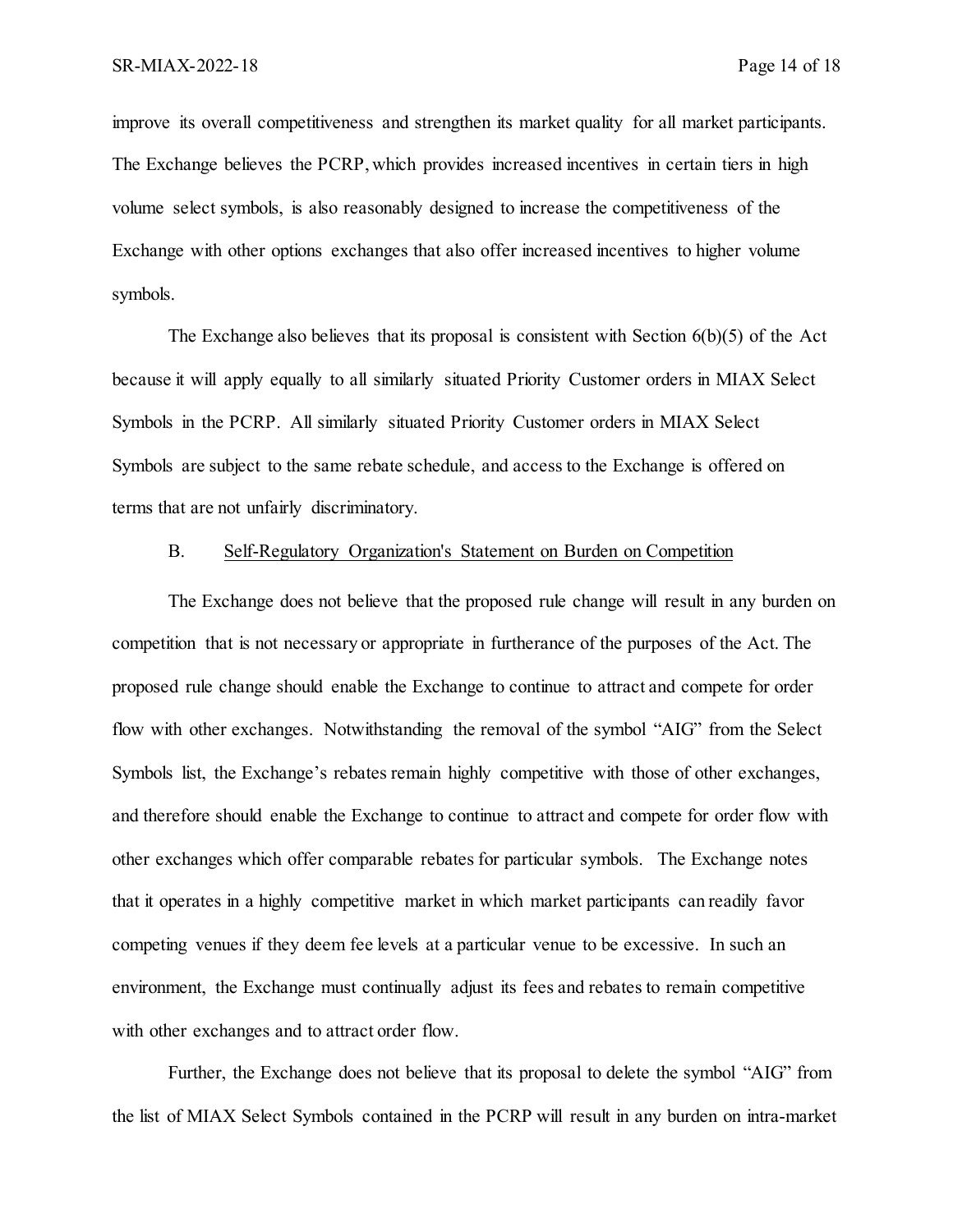improve its overall competitiveness and strengthen its market quality for all market participants. The Exchange believes the PCRP, which provides increased incentives in certain tiers in high volume select symbols, is also reasonably designed to increase the competitiveness of the Exchange with other options exchanges that also offer increased incentives to higher volume symbols.

The Exchange also believes that its proposal is consistent with Section 6(b)(5) of the Act because it will apply equally to all similarly situated Priority Customer orders in MIAX Select Symbols in the PCRP. All similarly situated Priority Customer orders in MIAX Select Symbols are subject to the same rebate schedule, and access to the Exchange is offered on terms that are not unfairly discriminatory.

B. Self-Regulatory Organization's Statement on Burden on Competition

The Exchange does not believe that the proposed rule change will result in any burden on competition that is not necessary or appropriate in furtherance of the purposes of the Act. The proposed rule change should enable the Exchange to continue to attract and compete for order flow with other exchanges. Notwithstanding the removal of the symbol "AIG" from the Select Symbols list, the Exchange's rebates remain highly competitive with those of other exchanges, and therefore should enable the Exchange to continue to attract and compete for order flow with other exchanges which offer comparable rebates for particular symbols. The Exchange notes that it operates in a highly competitive market in which market participants can readily favor competing venues if they deem fee levels at a particular venue to be excessive. In such an environment, the Exchange must continually adjust its fees and rebates to remain competitive with other exchanges and to attract order flow.

Further, the Exchange does not believe that its proposal to delete the symbol "AIG" from the list of MIAX Select Symbols contained in the PCRP will result in any burden on intra-market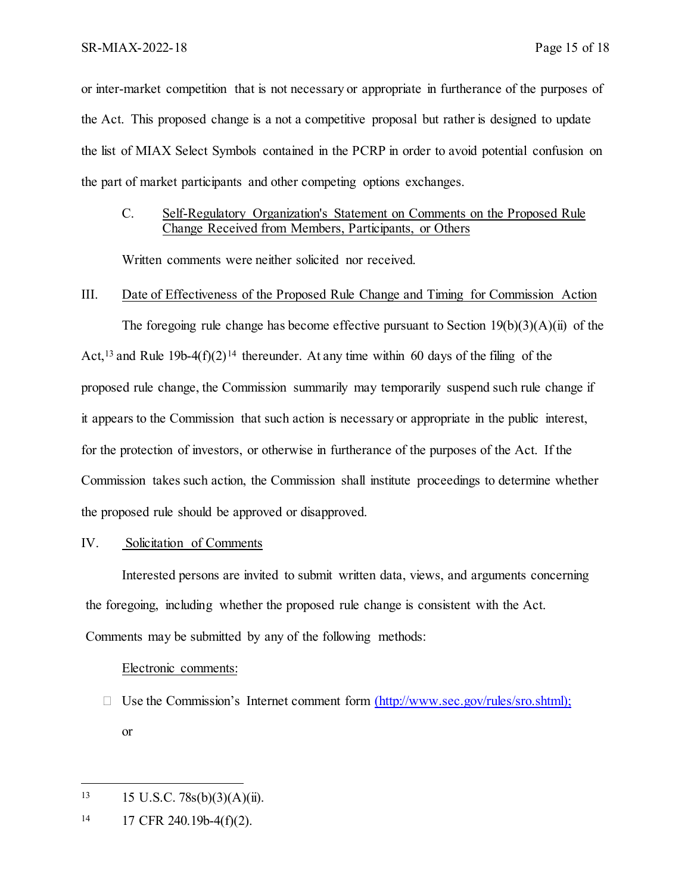or inter-market competition that is not necessary or appropriate in furtherance of the purposes of the Act. This proposed change is a not a competitive proposal but rather is designed to update the list of MIAX Select Symbols contained in the PCRP in order to avoid potential confusion on the part of market participants and other competing options exchanges.

C. Self-Regulatory Organization's Statement on Comments on the Proposed Rule Change Received from Members, Participants, or Others

Written comments were neither solicited nor received.

III. Date of Effectiveness of the Proposed Rule Change and Timing for Commission Action

The foregoing rule change has become effective pursuant to Section 19(b)(3)(A)(ii) of the Act,[13] and Rule 19b-4(f)(2)[14] thereunder. At any time within 60 days of the filing of the proposed rule change, the Commission summarily may temporarily suspend such rule change if it appears to the Commission that such action is necessary or appropriate in the public interest, for the protection of investors, or otherwise in furtherance of the purposes of the Act. If the Commission takes such action, the Commission shall institute proceedings to determine whether the proposed rule should be approved or disapproved.

IV. Solicitation of Comments

Interested persons are invited to submit written data, views, and arguments concerning the foregoing, including whether the proposed rule change is consistent with the Act. Comments may be submitted by any of the following methods:

Electronic comments:

- Use the Commission's Internet comment form (http://www.sec.gov/rules/sro.shtml); or

---

[13] 15 U.S.C. 78s(b)(3)(A)(ii).

[14] 17 CFR 240.19b-4(f)(2).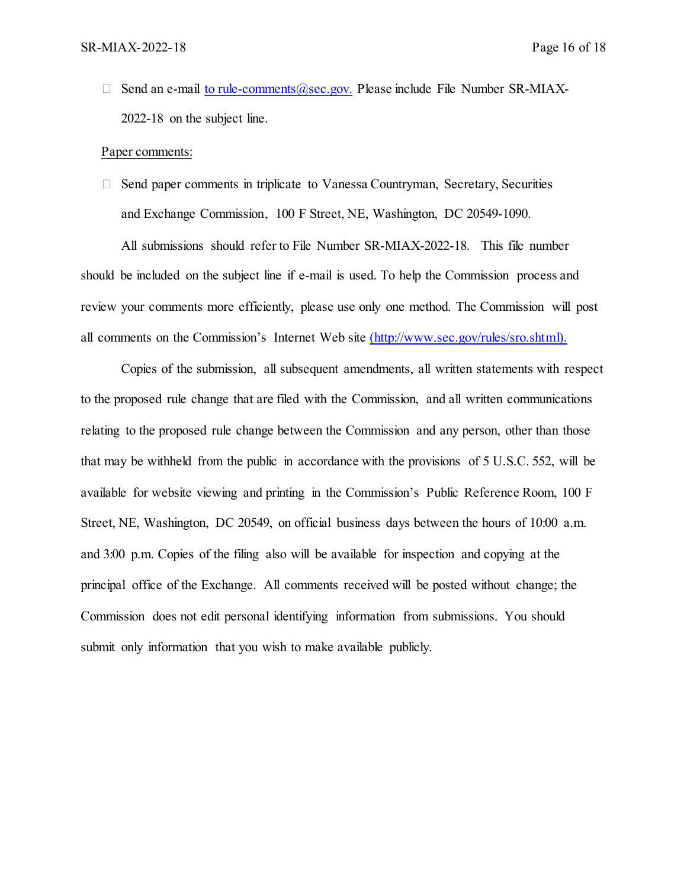- Send an e-mail to rule-comments@sec.gov. Please include File Number SR-MIAX-2022-18 on the subject line.

Paper comments:

- Send paper comments in triplicate to Vanessa Countryman, Secretary, Securities and Exchange Commission, 100 F Street, NE, Washington, DC 20549-1090.

All submissions should refer to File Number SR-MIAX-2022-18. This file number should be included on the subject line if e-mail is used. To help the Commission process and review your comments more efficiently, please use only one method. The Commission will post all comments on the Commission's Internet Web site (http://www.sec.gov/rules/sro.shtml).

Copies of the submission, all subsequent amendments, all written statements with respect to the proposed rule change that are filed with the Commission, and all written communications relating to the proposed rule change between the Commission and any person, other than those that may be withheld from the public in accordance with the provisions of 5 U.S.C. 552, will be available for website viewing and printing in the Commission's Public Reference Room, 100 F Street, NE, Washington, DC 20549, on official business days between the hours of 10:00 a.m. and 3:00 p.m. Copies of the filing also will be available for inspection and copying at the principal office of the Exchange. All comments received will be posted without change; the Commission does not edit personal identifying information from submissions. You should submit only information that you wish to make available publicly.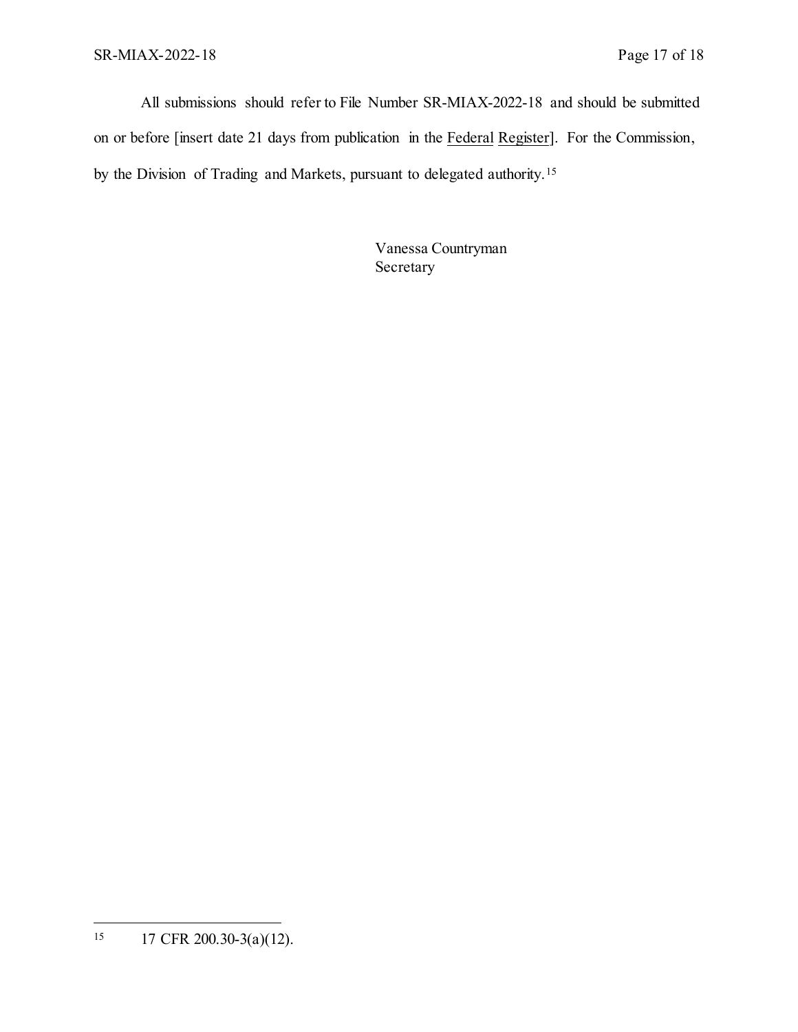All submissions should refer to File Number SR-MIAX-2022-18 and should be submitted on or before [insert date 21 days from publication in the Federal Register]. For the Commission, by the Division of Trading and Markets, pursuant to delegated authority.[15]

Vanessa Countryman
Secretary

---

[15] 17 CFR 200.30-3(a)(12).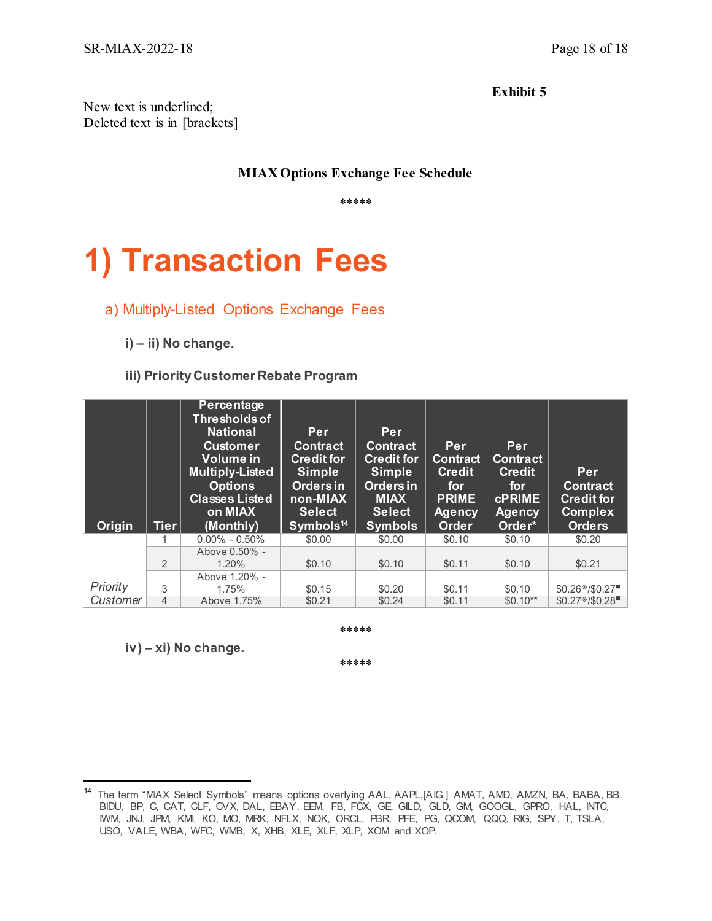**Exhibit 5**

New text is <u>underlined</u>;
Deleted text is in [brackets]

**MIAX Options Exchange Fee Schedule**

\*\*\*\*\*

# 1) Transaction Fees

## a) Multiply-Listed Options Exchange Fees

**i) – ii) No change.**

**iii) Priority Customer Rebate Program**

| Origin | Tier | Percentage Thresholds of National Customer Volume in Multiply-Listed Options Classes Listed on MIAX (Monthly) | Per Contract Credit for Simple Orders in non-MIAX Select Symbols[14] | Per Contract Credit for Simple Orders in MIAX Select Symbols | Per Contract Credit for PRIME Agency Order | Per Contract Credit for cPRIME Agency Order* | Per Contract Credit for Complex Orders |
|---|---|---|---|---|---|---|---|
| *Priority Customer* | 1 | 0.00% - 0.50% | $0.00 | $0.00 | $0.10 | $0.10 | $0.20 |
| | 2 | Above 0.50% - 1.20% | $0.10 | $0.10 | $0.11 | $0.10 | $0.21 |
| | 3 | Above 1.20% - 1.75% | $0.15 | $0.20 | $0.11 | $0.10 | $0.26◈/$0.27■ |
| | 4 | Above 1.75% | $0.21 | $0.24 | $0.11 | $0.10** | $0.27◈/$0.28■ |

\*\*\*\*\*

**iv) – xi) No change.**

\*\*\*\*\*

---

[14] The term "MIAX Select Symbols" means options overlying AAL, AAPL,[AIG,] AMAT, AMD, AMZN, BA, BABA, BB, BIDU, BP, C, CAT, CLF, CVX, DAL, EBAY, EEM, FB, FCX, GE, GILD, GLD, GM, GOOGL, GPRO, HAL, INTC, IWM, JNJ, JPM, KMI, KO, MO, MRK, NFLX, NOK, ORCL, PBR, PFE, PG, QCOM, QQQ, RIG, SPY, T, TSLA, USO, VALE, WBA, WFC, WMB, X, XHB, XLE, XLF, XLP, XOM and XOP.